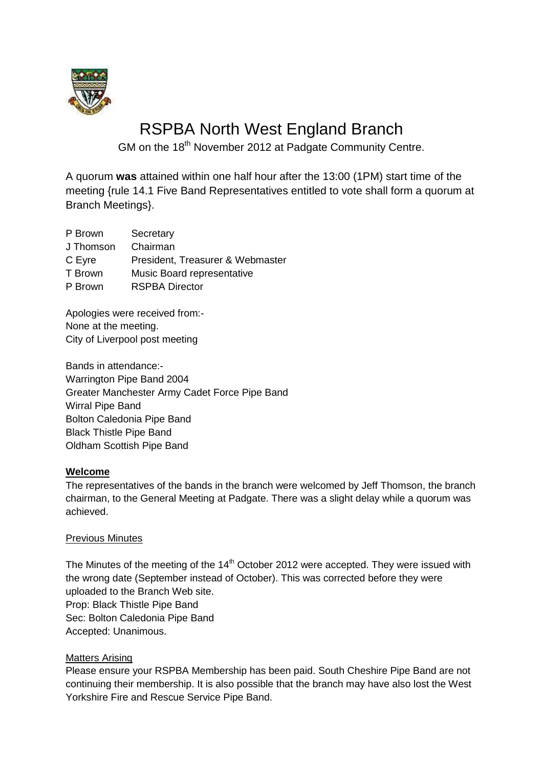# RSPBA North West England Branch

GM on the 18th November 2012 at Padgate Community Centre.

A quorum **was** attained within one half hour after the 13:00 (1PM) start time of the meeting {rule 14.1 Five Band Representatives entitled to vote shall form a quorum at Branch Meetings}.

| | |
|---|---|
| P Brown | Secretary |
| J Thomson | Chairman |
| C Eyre | President, Treasurer & Webmaster |
| T Brown | Music Board representative |
| P Brown | RSPBA Director |

Apologies were received from:-
None at the meeting.
City of Liverpool post meeting

Bands in attendance:-
Warrington Pipe Band 2004
Greater Manchester Army Cadet Force Pipe Band
Wirral Pipe Band
Bolton Caledonia Pipe Band
Black Thistle Pipe Band
Oldham Scottish Pipe Band

## Welcome

The representatives of the bands in the branch were welcomed by Jeff Thomson, the branch chairman, to the General Meeting at Padgate. There was a slight delay while a quorum was achieved.

### Previous Minutes

The Minutes of the meeting of the 14th October 2012 were accepted. They were issued with the wrong date (September instead of October). This was corrected before they were uploaded to the Branch Web site.
Prop: Black Thistle Pipe Band
Sec: Bolton Caledonia Pipe Band
Accepted: Unanimous.

### Matters Arising

Please ensure your RSPBA Membership has been paid. South Cheshire Pipe Band are not continuing their membership. It is also possible that the branch may have also lost the West Yorkshire Fire and Rescue Service Pipe Band.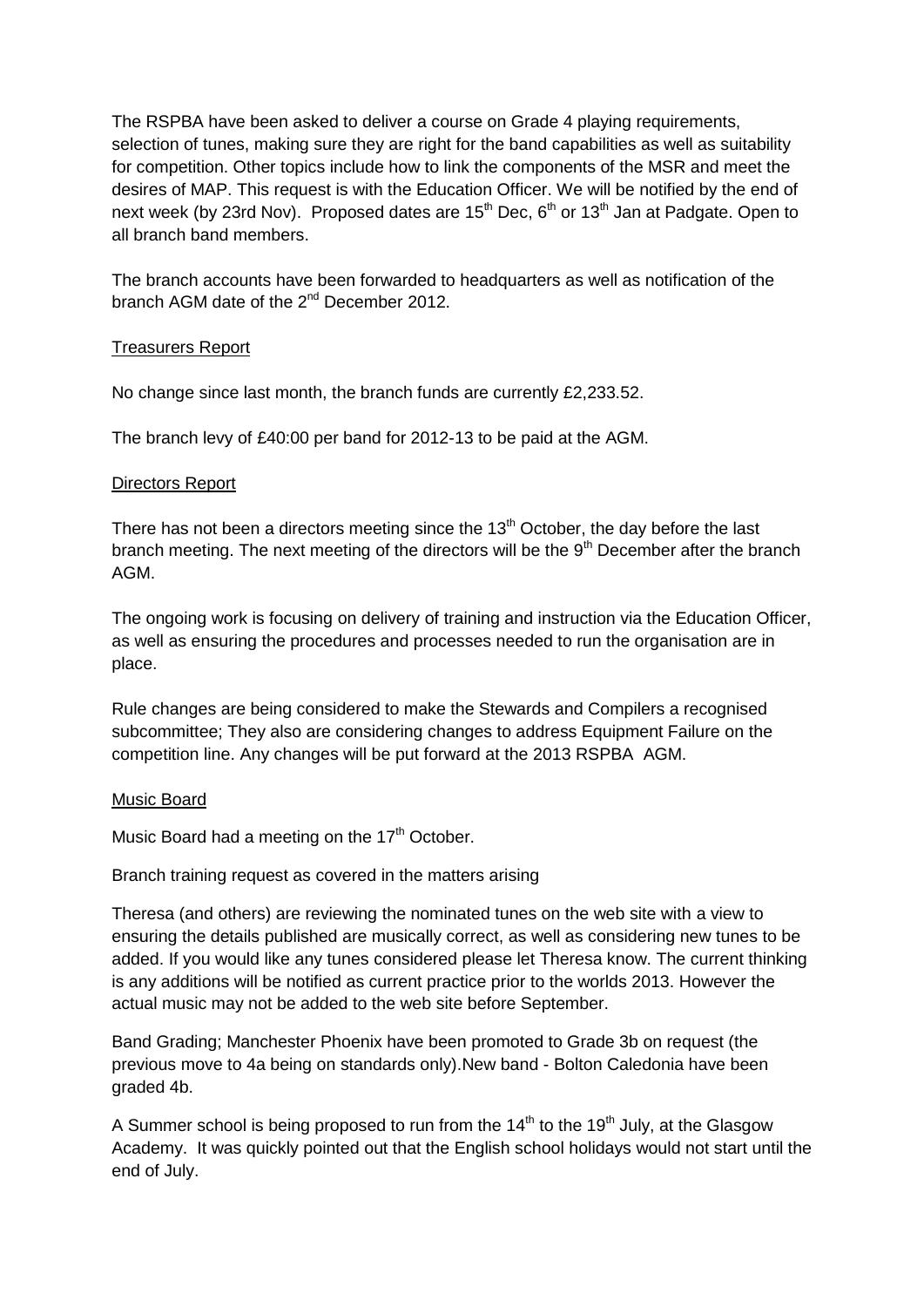The RSPBA have been asked to deliver a course on Grade 4 playing requirements, selection of tunes, making sure they are right for the band capabilities as well as suitability for competition. Other topics include how to link the components of the MSR and meet the desires of MAP. This request is with the Education Officer. We will be notified by the end of next week (by 23rd Nov). Proposed dates are 15th Dec, 6th or 13th Jan at Padgate. Open to all branch band members.

The branch accounts have been forwarded to headquarters as well as notification of the branch AGM date of the 2nd December 2012.

## Treasurers Report

No change since last month, the branch funds are currently £2,233.52.

The branch levy of £40:00 per band for 2012-13 to be paid at the AGM.

## Directors Report

There has not been a directors meeting since the 13th October, the day before the last branch meeting. The next meeting of the directors will be the 9th December after the branch AGM.

The ongoing work is focusing on delivery of training and instruction via the Education Officer, as well as ensuring the procedures and processes needed to run the organisation are in place.

Rule changes are being considered to make the Stewards and Compilers a recognised subcommittee; They also are considering changes to address Equipment Failure on the competition line. Any changes will be put forward at the 2013 RSPBA AGM.

## Music Board

Music Board had a meeting on the 17th October.

Branch training request as covered in the matters arising

Theresa (and others) are reviewing the nominated tunes on the web site with a view to ensuring the details published are musically correct, as well as considering new tunes to be added. If you would like any tunes considered please let Theresa know. The current thinking is any additions will be notified as current practice prior to the worlds 2013. However the actual music may not be added to the web site before September.

Band Grading; Manchester Phoenix have been promoted to Grade 3b on request (the previous move to 4a being on standards only).New band - Bolton Caledonia have been graded 4b.

A Summer school is being proposed to run from the 14th to the 19th July, at the Glasgow Academy. It was quickly pointed out that the English school holidays would not start until the end of July.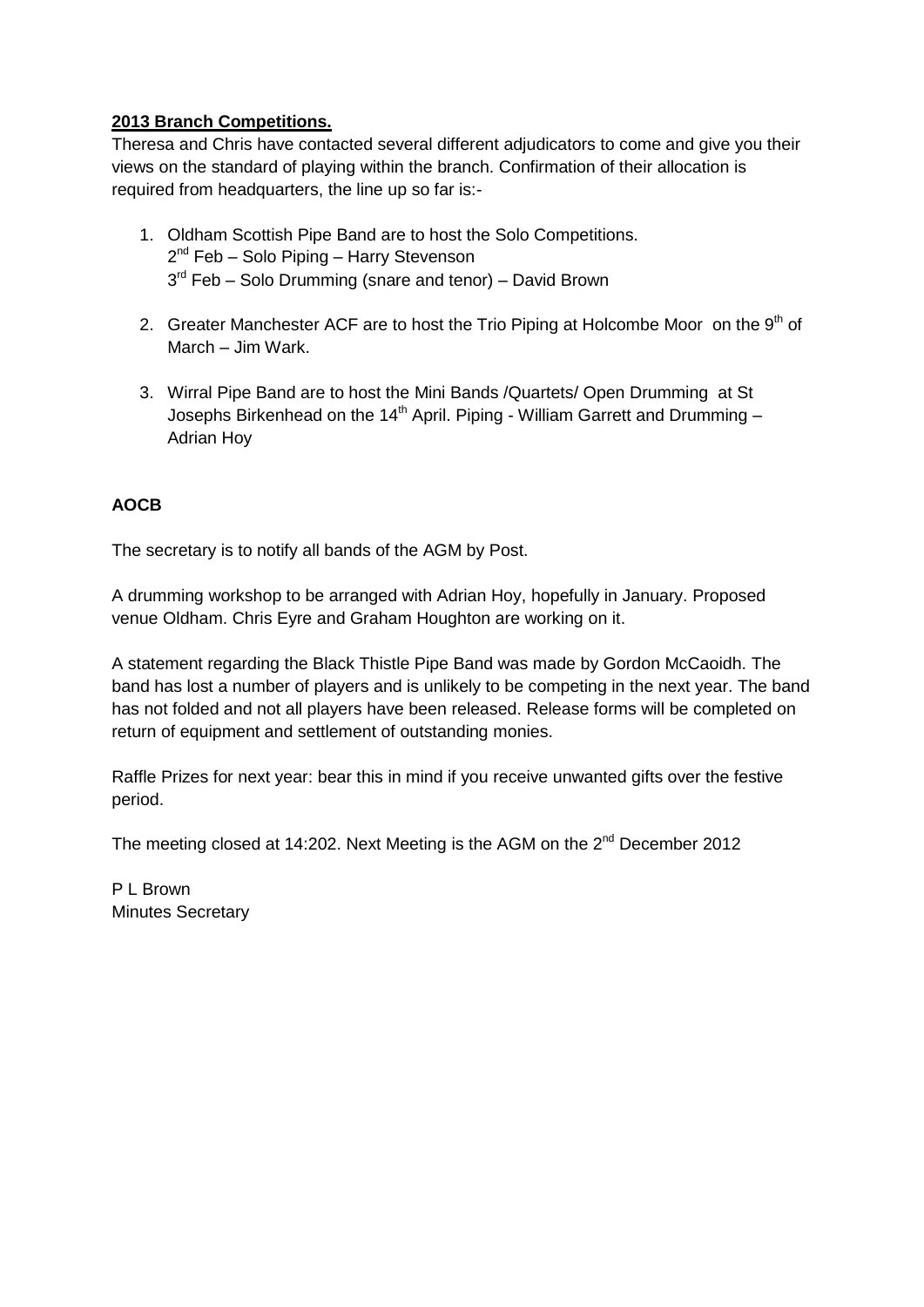**2013 Branch Competitions.**

Theresa and Chris have contacted several different adjudicators to come and give you their views on the standard of playing within the branch. Confirmation of their allocation is required from headquarters, the line up so far is:-

1. Oldham Scottish Pipe Band are to host the Solo Competitions.
   2nd Feb – Solo Piping – Harry Stevenson
   3rd Feb – Solo Drumming (snare and tenor) – David Brown

2. Greater Manchester ACF are to host the Trio Piping at Holcombe Moor on the 9th of March – Jim Wark.

3. Wirral Pipe Band are to host the Mini Bands /Quartets/ Open Drumming at St Josephs Birkenhead on the 14th April. Piping - William Garrett and Drumming – Adrian Hoy

**AOCB**

The secretary is to notify all bands of the AGM by Post.

A drumming workshop to be arranged with Adrian Hoy, hopefully in January. Proposed venue Oldham. Chris Eyre and Graham Houghton are working on it.

A statement regarding the Black Thistle Pipe Band was made by Gordon McCaoidh. The band has lost a number of players and is unlikely to be competing in the next year. The band has not folded and not all players have been released. Release forms will be completed on return of equipment and settlement of outstanding monies.

Raffle Prizes for next year: bear this in mind if you receive unwanted gifts over the festive period.

The meeting closed at 14:202. Next Meeting is the AGM on the 2nd December 2012

P L Brown
Minutes Secretary